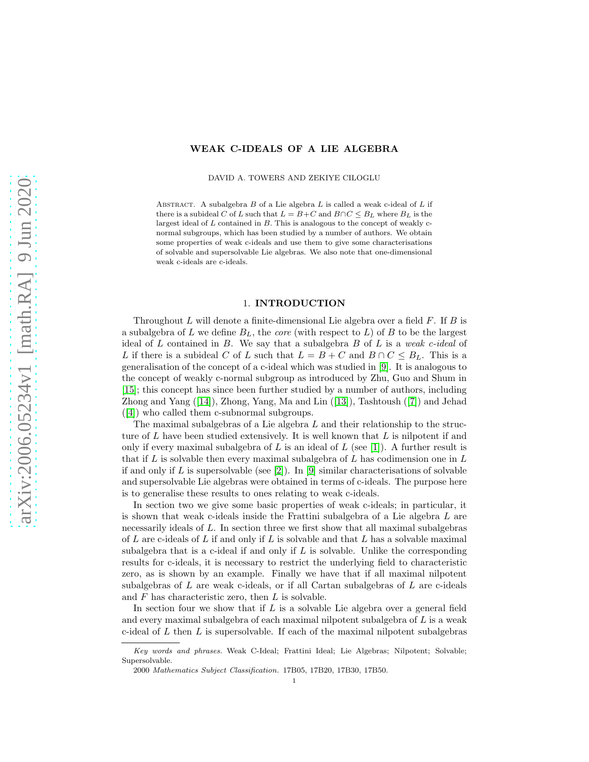# WEAK C-IDEALS OF A LIE ALGEBRA

DAVID A. TOWERS AND ZEKIYE CILOGLU

ABSTRACT. A subalgebra $B$ of a Lie algebra $L$ is called a weak c-ideal of $L$ if there is a subideal $C$ of $L$ such that $L = B+C$ and $B \cap C \leq B_L$ where $B_L$ is the largest ideal of $L$ contained in $B$. This is analogous to the concept of weakly c-normal subgroups, which has been studied by a number of authors. We obtain some properties of weak c-ideals and use them to give some characterisations of solvable and supersolvable Lie algebras. We also note that one-dimensional weak c-ideals are c-ideals.

## 1. INTRODUCTION

Throughout $L$ will denote a finite-dimensional Lie algebra over a field $F$. If $B$ is a subalgebra of $L$ we define $B_L$, the *core* (with respect to $L$) of $B$ to be the largest ideal of $L$ contained in $B$. We say that a subalgebra $B$ of $L$ is a *weak c-ideal* of $L$ if there is a subideal $C$ of $L$ such that $L = B + C$ and $B \cap C \leq B_L$. This is a generalisation of the concept of a c-ideal which was studied in [9]. It is analogous to the concept of weakly c-normal subgroup as introduced by Zhu, Guo and Shum in [15]; this concept has since been further studied by a number of authors, including Zhong and Yang ([14]), Zhong, Yang, Ma and Lin ([13]), Tashtoush ([7]) and Jehad ([4]) who called them c-subnormal subgroups.

The maximal subalgebras of a Lie algebra $L$ and their relationship to the structure of $L$ have been studied extensively. It is well known that $L$ is nilpotent if and only if every maximal subalgebra of $L$ is an ideal of $L$ (see [1]). A further result is that if $L$ is solvable then every maximal subalgebra of $L$ has codimension one in $L$ if and only if $L$ is supersolvable (see [2]). In [9] similar characterisations of solvable and supersolvable Lie algebras were obtained in terms of c-ideals. The purpose here is to generalise these results to ones relating to weak c-ideals.

In section two we give some basic properties of weak c-ideals; in particular, it is shown that weak c-ideals inside the Frattini subalgebra of a Lie algebra $L$ are necessarily ideals of $L$. In section three we first show that all maximal subalgebras of $L$ are c-ideals of $L$ if and only if $L$ is solvable and that $L$ has a solvable maximal subalgebra that is a c-ideal if and only if $L$ is solvable. Unlike the corresponding results for c-ideals, it is necessary to restrict the underlying field to characteristic zero, as is shown by an example. Finally we have that if all maximal nilpotent subalgebras of $L$ are weak c-ideals, or if all Cartan subalgebras of $L$ are c-ideals and $F$ has characteristic zero, then $L$ is solvable.

In section four we show that if $L$ is a solvable Lie algebra over a general field and every maximal subalgebra of each maximal nilpotent subalgebra of $L$ is a weak c-ideal of $L$ then $L$ is supersolvable. If each of the maximal nilpotent subalgebras

---

*Key words and phrases.* Weak C-Ideal; Frattini Ideal; Lie Algebras; Nilpotent; Solvable; Supersolvable.

2000 *Mathematics Subject Classification.* 17B05, 17B20, 17B30, 17B50.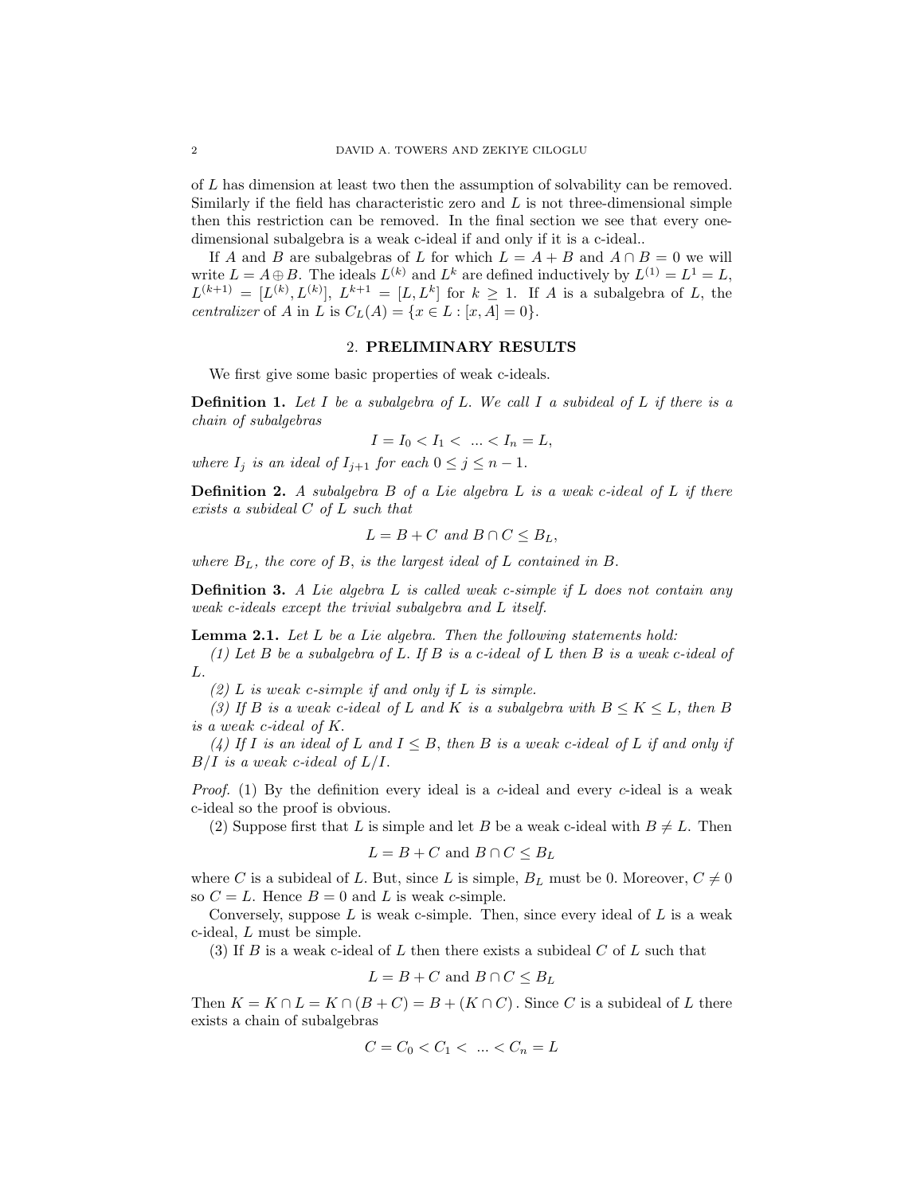of $L$ has dimension at least two then the assumption of solvability can be removed. Similarly if the field has characteristic zero and $L$ is not three-dimensional simple then this restriction can be removed. In the final section we see that every one-dimensional subalgebra is a weak c-ideal if and only if it is a c-ideal..

If $A$ and $B$ are subalgebras of $L$ for which $L = A + B$ and $A \cap B = 0$ we will write $L = A \oplus B$. The ideals $L^{(k)}$ and $L^k$ are defined inductively by $L^{(1)} = L^1 = L$, $L^{(k+1)} = [L^{(k)}, L^{(k)}]$, $L^{k+1} = [L, L^k]$ for $k \geq 1$. If $A$ is a subalgebra of $L$, the *centralizer* of $A$ in $L$ is $C_L(A) = \{x \in L : [x, A] = 0\}$.

## 2. PRELIMINARY RESULTS

We first give some basic properties of weak c-ideals.

**Definition 1.** *Let $I$ be a subalgebra of $L$. We call $I$ a subideal of $L$ if there is a chain of subalgebras*

$$I = I_0 < I_1 < \ ... < I_n = L,$$

*where $I_j$ is an ideal of $I_{j+1}$ for each $0 \leq j \leq n-1$.*

**Definition 2.** *A subalgebra $B$ of a Lie algebra $L$ is a weak c-ideal of $L$ if there exists a subideal $C$ of $L$ such that*

$$L = B + C \text{ and } B \cap C \leq B_L,$$

*where $B_L$, the core of $B$, is the largest ideal of $L$ contained in $B$.*

**Definition 3.** *A Lie algebra $L$ is called weak c-simple if $L$ does not contain any weak c-ideals except the trivial subalgebra and $L$ itself.*

**Lemma 2.1.** *Let $L$ be a Lie algebra. Then the following statements hold:*

*(1) Let $B$ be a subalgebra of $L$. If $B$ is a c-ideal of $L$ then $B$ is a weak c-ideal of $L$.*

*(2) $L$ is weak c-simple if and only if $L$ is simple.*

*(3) If $B$ is a weak c-ideal of $L$ and $K$ is a subalgebra with $B \leq K \leq L$, then $B$ is a weak c-ideal of $K$.*

*(4) If $I$ is an ideal of $L$ and $I \leq B$, then $B$ is a weak c-ideal of $L$ if and only if $B/I$ is a weak c-ideal of $L/I$.*

*Proof.* (1) By the definition every ideal is a $c$-ideal and every $c$-ideal is a weak c-ideal so the proof is obvious.

(2) Suppose first that $L$ is simple and let $B$ be a weak c-ideal with $B \neq L$. Then

$$L = B + C \text{ and } B \cap C \leq B_L$$

where $C$ is a subideal of $L$. But, since $L$ is simple, $B_L$ must be 0. Moreover, $C \neq 0$ so $C = L$. Hence $B = 0$ and $L$ is weak $c$-simple.

Conversely, suppose $L$ is weak c-simple. Then, since every ideal of $L$ is a weak c-ideal, $L$ must be simple.

(3) If $B$ is a weak c-ideal of $L$ then there exists a subideal $C$ of $L$ such that

$$L = B + C \text{ and } B \cap C \leq B_L$$

Then $K = K \cap L = K \cap (B + C) = B + (K \cap C)$. Since $C$ is a subideal of $L$ there exists a chain of subalgebras

$$C = C_0 < C_1 < \ ... < C_n = L$$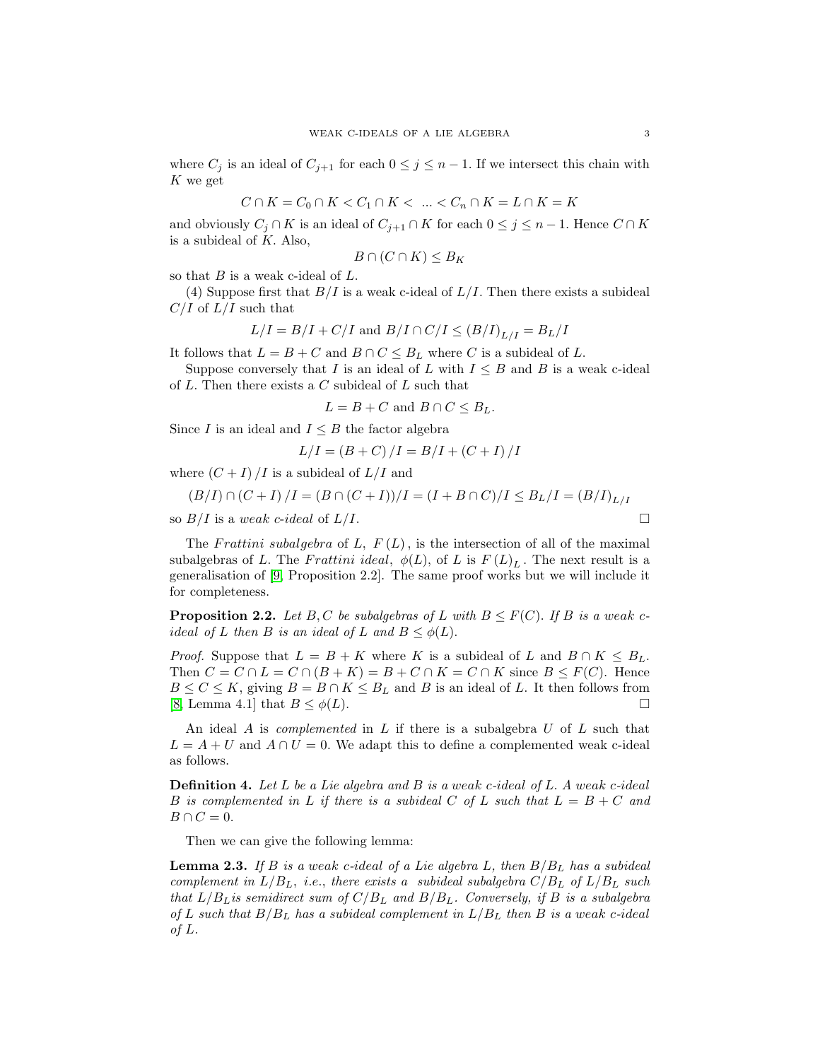where $C_j$ is an ideal of $C_{j+1}$ for each $0 \leq j \leq n-1$. If we intersect this chain with $K$ we get

$$C \cap K = C_0 \cap K < C_1 \cap K < \ ... < C_n \cap K = L \cap K = K$$

and obviously $C_j \cap K$ is an ideal of $C_{j+1} \cap K$ for each $0 \leq j \leq n-1$. Hence $C \cap K$ is a subideal of $K$. Also,

$$B \cap (C \cap K) \leq B_K$$

so that $B$ is a weak c-ideal of $L$.

(4) Suppose first that $B/I$ is a weak c-ideal of $L/I$. Then there exists a subideal $C/I$ of $L/I$ such that

$$L/I = B/I + C/I \text{ and } B/I \cap C/I \leq (B/I)_{L/I} = B_L/I$$

It follows that $L = B + C$ and $B \cap C \leq B_L$ where $C$ is a subideal of $L$.

Suppose conversely that $I$ is an ideal of $L$ with $I \leq B$ and $B$ is a weak c-ideal of $L$. Then there exists a $C$ subideal of $L$ such that

$$L = B + C \text{ and } B \cap C \leq B_L.$$

Since $I$ is an ideal and $I \leq B$ the factor algebra

$$L/I = (B + C)/I = B/I + (C + I)/I$$

where $(C + I)/I$ is a subideal of $L/I$ and

$$(B/I) \cap (C + I)/I = (B \cap (C + I))/I = (I + B \cap C)/I \leq B_L/I = (B/I)_{L/I}$$

so $B/I$ is a *weak c-ideal* of $L/I$. □

The *Frattini subalgebra* of $L$, $F(L)$, is the intersection of all of the maximal subalgebras of $L$. The *Frattini ideal*, $\phi(L)$, of $L$ is $F(L)_L$. The next result is a generalisation of [9, Proposition 2.2]. The same proof works but we will include it for completeness.

**Proposition 2.2.** *Let $B, C$ be subalgebras of $L$ with $B \leq F(C)$. If $B$ is a weak c-ideal of $L$ then $B$ is an ideal of $L$ and $B \leq \phi(L)$.*

*Proof.* Suppose that $L = B + K$ where $K$ is a subideal of $L$ and $B \cap K \leq B_L$. Then $C = C \cap L = C \cap (B + K) = B + C \cap K = C \cap K$ since $B \leq F(C)$. Hence $B \leq C \leq K$, giving $B = B \cap K \leq B_L$ and $B$ is an ideal of $L$. It then follows from [8, Lemma 4.1] that $B \leq \phi(L)$. □

An ideal $A$ is *complemented* in $L$ if there is a subalgebra $U$ of $L$ such that $L = A + U$ and $A \cap U = 0$. We adapt this to define a complemented weak c-ideal as follows.

**Definition 4.** *Let $L$ be a Lie algebra and $B$ is a weak c-ideal of $L$. A weak c-ideal $B$ is complemented in $L$ if there is a subideal $C$ of $L$ such that $L = B + C$ and $B \cap C = 0$.*

Then we can give the following lemma:

**Lemma 2.3.** *If $B$ is a weak c-ideal of a Lie algebra $L$, then $B/B_L$ has a subideal complement in $L/B_L$, i.e., there exists a subideal subalgebra $C/B_L$ of $L/B_L$ such that $L/B_L$is semidirect sum of $C/B_L$ and $B/B_L$. Conversely, if $B$ is a subalgebra of $L$ such that $B/B_L$ has a subideal complement in $L/B_L$ then $B$ is a weak c-ideal of $L$.*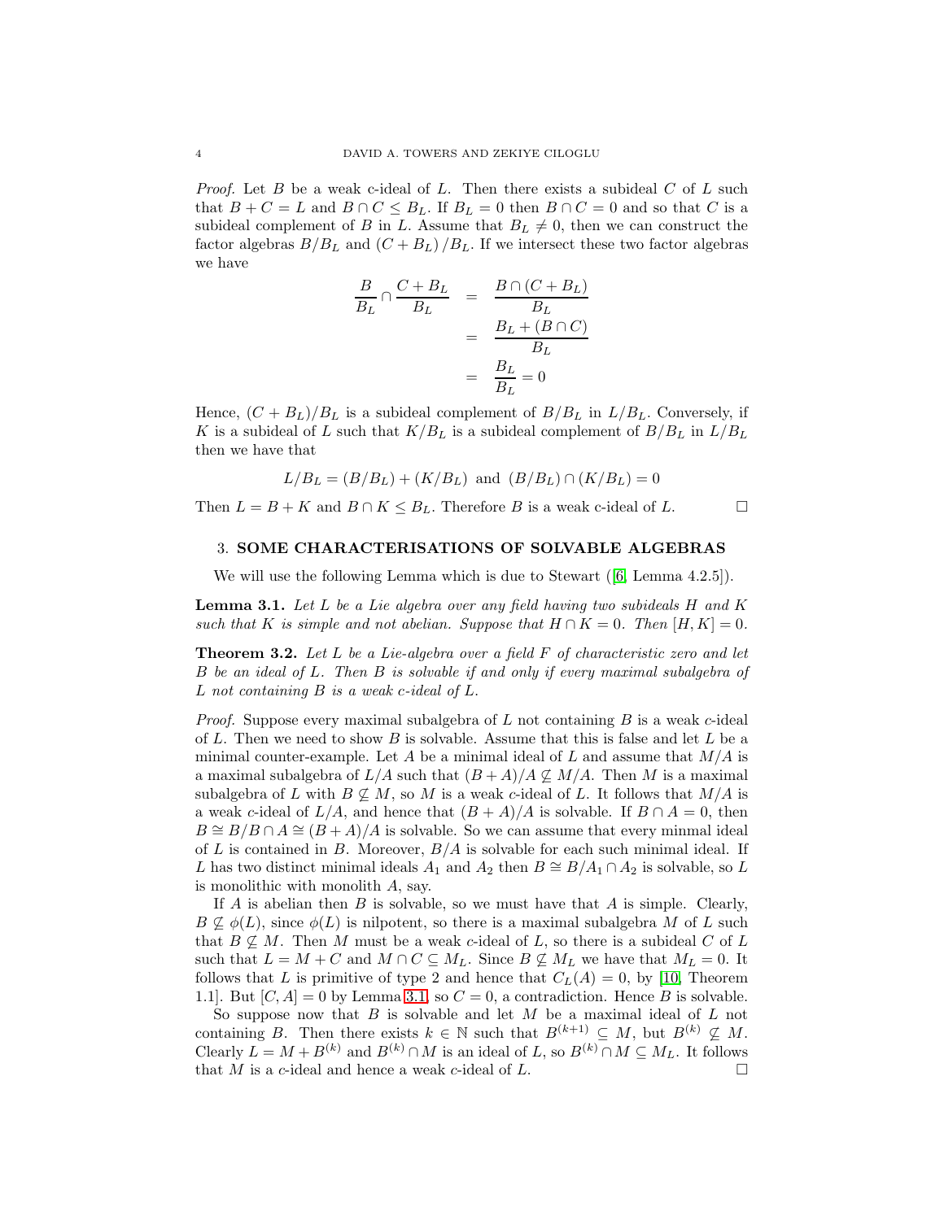*Proof.* Let $B$ be a weak c-ideal of $L$. Then there exists a subideal $C$ of $L$ such that $B + C = L$ and $B \cap C \leq B_L$. If $B_L = 0$ then $B \cap C = 0$ and so that $C$ is a subideal complement of $B$ in $L$. Assume that $B_L \neq 0$, then we can construct the factor algebras $B/B_L$ and $(C + B_L)/B_L$. If we intersect these two factor algebras we have

$$\begin{aligned}
\frac{B}{B_L} \cap \frac{C + B_L}{B_L} &= \frac{B \cap (C + B_L)}{B_L} \\
&= \frac{B_L + (B \cap C)}{B_L} \\
&= \frac{B_L}{B_L} = 0
\end{aligned}$$

Hence, $(C + B_L)/B_L$ is a subideal complement of $B/B_L$ in $L/B_L$. Conversely, if $K$ is a subideal of $L$ such that $K/B_L$ is a subideal complement of $B/B_L$ in $L/B_L$ then we have that

$$L/B_L = (B/B_L) + (K/B_L) \text{ and } (B/B_L) \cap (K/B_L) = 0$$

Then $L = B + K$ and $B \cap K \leq B_L$. Therefore $B$ is a weak c-ideal of $L$. $\square$

## 3. SOME CHARACTERISATIONS OF SOLVABLE ALGEBRAS

We will use the following Lemma which is due to Stewart ([6, Lemma 4.2.5]).

**Lemma 3.1.** *Let $L$ be a Lie algebra over any field having two subideals $H$ and $K$ such that $K$ is simple and not abelian. Suppose that $H \cap K = 0$. Then $[H, K] = 0$.*

**Theorem 3.2.** *Let $L$ be a Lie-algebra over a field $F$ of characteristic zero and let $B$ be an ideal of $L$. Then $B$ is solvable if and only if every maximal subalgebra of $L$ not containing $B$ is a weak c-ideal of $L$.*

*Proof.* Suppose every maximal subalgebra of $L$ not containing $B$ is a weak $c$-ideal of $L$. Then we need to show $B$ is solvable. Assume that this is false and let $L$ be a minimal counter-example. Let $A$ be a minimal ideal of $L$ and assume that $M/A$ is a maximal subalgebra of $L/A$ such that $(B + A)/A \not\subseteq M/A$. Then $M$ is a maximal subalgebra of $L$ with $B \not\subseteq M$, so $M$ is a weak $c$-ideal of $L$. It follows that $M/A$ is a weak $c$-ideal of $L/A$, and hence that $(B + A)/A$ is solvable. If $B \cap A = 0$, then $B \cong B/B \cap A \cong (B + A)/A$ is solvable. So we can assume that every minmal ideal of $L$ is contained in $B$. Moreover, $B/A$ is solvable for each such minimal ideal. If $L$ has two distinct minimal ideals $A_1$ and $A_2$ then $B \cong B/A_1 \cap A_2$ is solvable, so $L$ is monolithic with monolith $A$, say.

If $A$ is abelian then $B$ is solvable, so we must have that $A$ is simple. Clearly, $B \not\subseteq \phi(L)$, since $\phi(L)$ is nilpotent, so there is a maximal subalgebra $M$ of $L$ such that $B \not\subseteq M$. Then $M$ must be a weak $c$-ideal of $L$, so there is a subideal $C$ of $L$ such that $L = M + C$ and $M \cap C \subseteq M_L$. Since $B \not\subseteq M_L$ we have that $M_L = 0$. It follows that $L$ is primitive of type 2 and hence that $C_L(A) = 0$, by [10, Theorem 1.1]. But $[C, A] = 0$ by Lemma 3.1, so $C = 0$, a contradiction. Hence $B$ is solvable.

So suppose now that $B$ is solvable and let $M$ be a maximal ideal of $L$ not containing $B$. Then there exists $k \in \mathbb{N}$ such that $B^{(k+1)} \subseteq M$, but $B^{(k)} \not\subseteq M$. Clearly $L = M + B^{(k)}$ and $B^{(k)} \cap M$ is an ideal of $L$, so $B^{(k)} \cap M \subseteq M_L$. It follows that $M$ is a $c$-ideal and hence a weak $c$-ideal of $L$. $\square$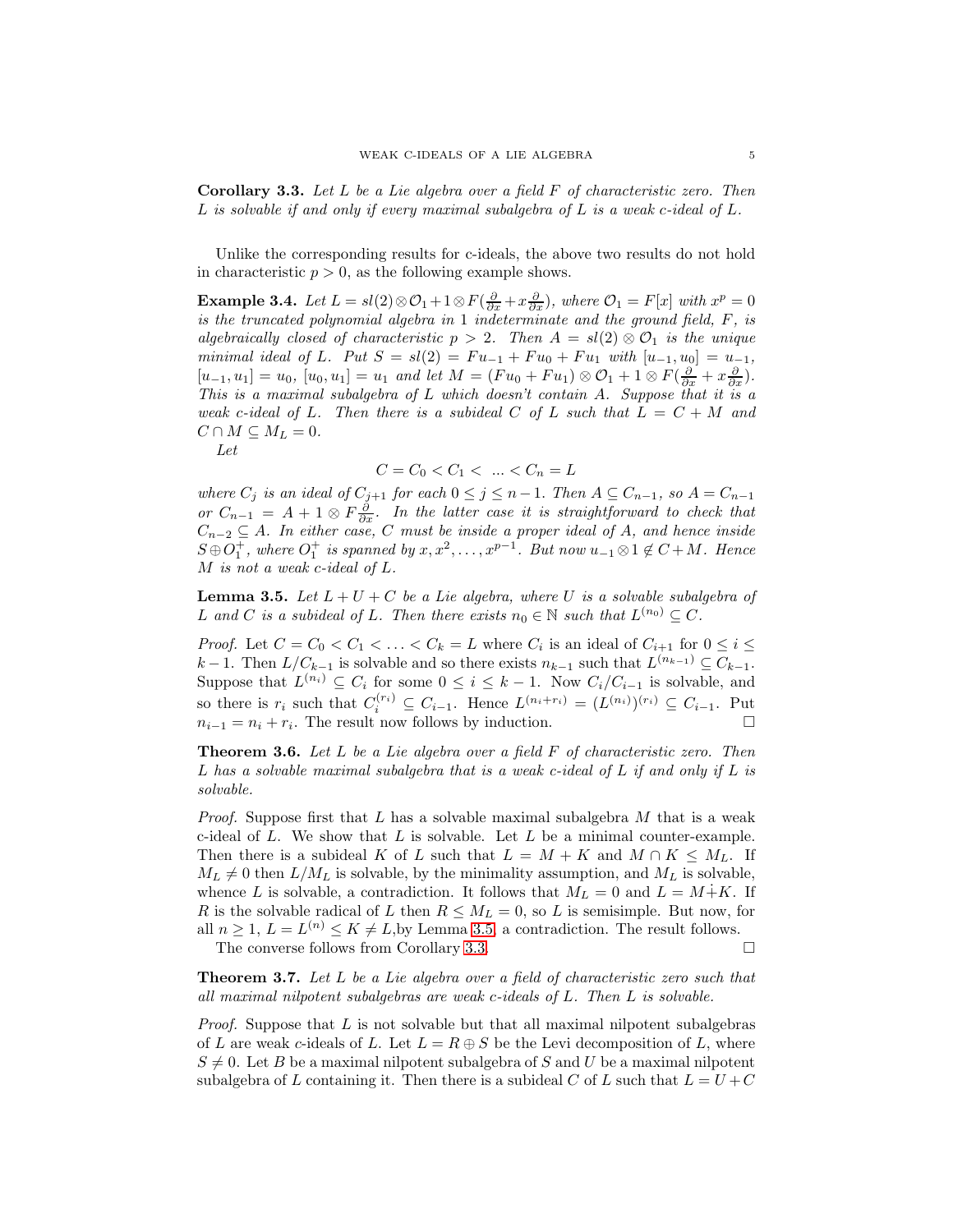**Corollary 3.3.** *Let $L$ be a Lie algebra over a field $F$ of characteristic zero. Then $L$ is solvable if and only if every maximal subalgebra of $L$ is a weak c-ideal of $L$.*

Unlike the corresponding results for c-ideals, the above two results do not hold in characteristic $p > 0$, as the following example shows.

**Example 3.4.** *Let $L = sl(2)\otimes\mathcal{O}_1 + 1\otimes F(\frac{\partial}{\partial x} + x\frac{\partial}{\partial x})$, where $\mathcal{O}_1 = F[x]$ with $x^p = 0$ is the truncated polynomial algebra in 1 indeterminate and the ground field, $F$, is algebraically closed of characteristic $p > 2$. Then $A = sl(2)\otimes\mathcal{O}_1$ is the unique minimal ideal of $L$. Put $S = sl(2) = Fu_{-1} + Fu_0 + Fu_1$ with $[u_{-1}, u_0] = u_{-1}$, $[u_{-1}, u_1] = u_0$, $[u_0, u_1] = u_1$ and let $M = (Fu_0 + Fu_1)\otimes\mathcal{O}_1 + 1\otimes F(\frac{\partial}{\partial x} + x\frac{\partial}{\partial x})$. This is a maximal subalgebra of $L$ which doesn't contain $A$. Suppose that it is a weak c-ideal of $L$. Then there is a subideal $C$ of $L$ such that $L = C + M$ and $C \cap M \subseteq M_L = 0$.*

*Let*

$$C = C_0 < C_1 < \ ... < C_n = L$$

*where $C_j$ is an ideal of $C_{j+1}$ for each $0 \le j \le n-1$. Then $A \subseteq C_{n-1}$, so $A = C_{n-1}$ or $C_{n-1} = A + 1\otimes F\frac{\partial}{\partial x}$. In the latter case it is straightforward to check that $C_{n-2} \subseteq A$. In either case, $C$ must be inside a proper ideal of $A$, and hence inside $S \oplus O_1^+$, where $O_1^+$ is spanned by $x, x^2, \dots, x^{p-1}$. But now $u_{-1}\otimes 1 \notin C + M$. Hence $M$ is not a weak c-ideal of $L$.*

**Lemma 3.5.** *Let $L + U + C$ be a Lie algebra, where $U$ is a solvable subalgebra of $L$ and $C$ is a subideal of $L$. Then there exists $n_0 \in \mathbb{N}$ such that $L^{(n_0)} \subseteq C$.*

*Proof.* Let $C = C_0 < C_1 < \ldots < C_k = L$ where $C_i$ is an ideal of $C_{i+1}$ for $0 \le i \le k-1$. Then $L/C_{k-1}$ is solvable and so there exists $n_{k-1}$ such that $L^{(n_{k-1})} \subseteq C_{k-1}$. Suppose that $L^{(n_i)} \subseteq C_i$ for some $0 \le i \le k-1$. Now $C_i/C_{i-1}$ is solvable, and so there is $r_i$ such that $C_i^{(r_i)} \subseteq C_{i-1}$. Hence $L^{(n_i+r_i)} = (L^{(n_i)})^{(r_i)} \subseteq C_{i-1}$. Put $n_{i-1} = n_i + r_i$. The result now follows by induction. □

**Theorem 3.6.** *Let $L$ be a Lie algebra over a field $F$ of characteristic zero. Then $L$ has a solvable maximal subalgebra that is a weak c-ideal of $L$ if and only if $L$ is solvable.*

*Proof.* Suppose first that $L$ has a solvable maximal subalgebra $M$ that is a weak c-ideal of $L$. We show that $L$ is solvable. Let $L$ be a minimal counter-example. Then there is a subideal $K$ of $L$ such that $L = M + K$ and $M \cap K \le M_L$. If $M_L \ne 0$ then $L/M_L$ is solvable, by the minimality assumption, and $M_L$ is solvable, whence $L$ is solvable, a contradiction. It follows that $M_L = 0$ and $L = M \dot{+} K$. If $R$ is the solvable radical of $L$ then $R \le M_L = 0$, so $L$ is semisimple. But now, for all $n \ge 1$, $L = L^{(n)} \le K \ne L$,by Lemma 3.5, a contradiction. The result follows.

The converse follows from Corollary 3.3. □

**Theorem 3.7.** *Let $L$ be a Lie algebra over a field of characteristic zero such that all maximal nilpotent subalgebras are weak c-ideals of $L$. Then $L$ is solvable.*

*Proof.* Suppose that $L$ is not solvable but that all maximal nilpotent subalgebras of $L$ are weak c-ideals of $L$. Let $L = R \oplus S$ be the Levi decomposition of $L$, where $S \ne 0$. Let $B$ be a maximal nilpotent subalgebra of $S$ and $U$ be a maximal nilpotent subalgebra of $L$ containing it. Then there is a subideal $C$ of $L$ such that $L = U + C$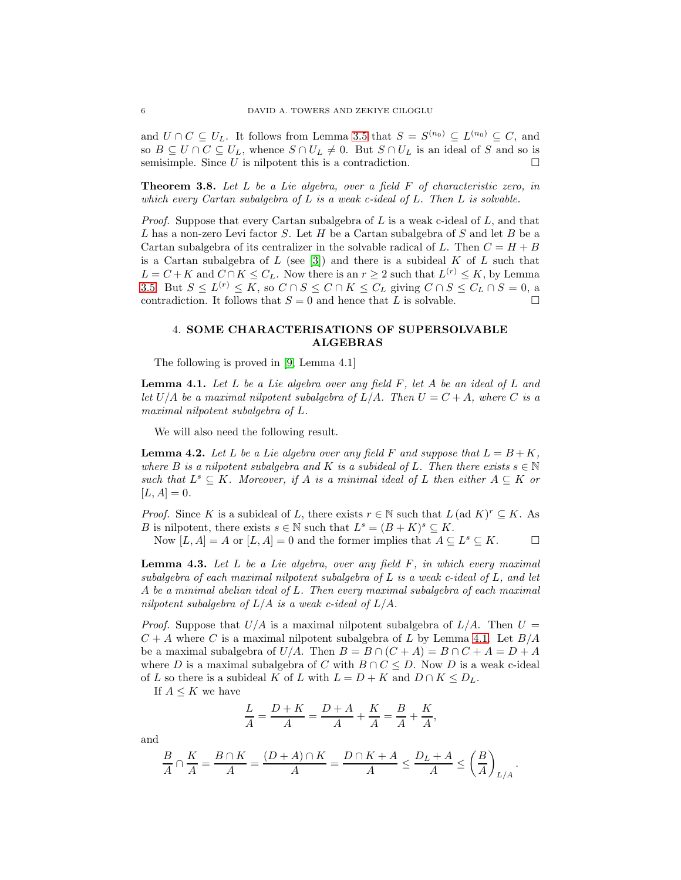and $U \cap C \subseteq U_L$. It follows from Lemma 3.5 that $S = S^{(n_0)} \subseteq L^{(n_0)} \subseteq C$, and so $B \subseteq U \cap C \subseteq U_L$, whence $S \cap U_L \neq 0$. But $S \cap U_L$ is an ideal of $S$ and so is semisimple. Since $U$ is nilpotent this is a contradiction. □

**Theorem 3.8.** *Let $L$ be a Lie algebra, over a field $F$ of characteristic zero, in which every Cartan subalgebra of $L$ is a weak c-ideal of $L$. Then $L$ is solvable.*

*Proof.* Suppose that every Cartan subalgebra of $L$ is a weak c-ideal of $L$, and that $L$ has a non-zero Levi factor $S$. Let $H$ be a Cartan subalgebra of $S$ and let $B$ be a Cartan subalgebra of its centralizer in the solvable radical of $L$. Then $C = H + B$ is a Cartan subalgebra of $L$ (see [3]) and there is a subideal $K$ of $L$ such that $L = C + K$ and $C \cap K \leq C_L$. Now there is an $r \geq 2$ such that $L^{(r)} \leq K$, by Lemma 3.5. But $S \leq L^{(r)} \leq K$, so $C \cap S \leq C \cap K \leq C_L$ giving $C \cap S \leq C_L \cap S = 0$, a contradiction. It follows that $S = 0$ and hence that $L$ is solvable. □

## 4. SOME CHARACTERISATIONS OF SUPERSOLVABLE ALGEBRAS

The following is proved in [9, Lemma 4.1]

**Lemma 4.1.** *Let $L$ be a Lie algebra over any field $F$, let $A$ be an ideal of $L$ and let $U/A$ be a maximal nilpotent subalgebra of $L/A$. Then $U = C + A$, where $C$ is a maximal nilpotent subalgebra of $L$.*

We will also need the following result.

**Lemma 4.2.** *Let $L$ be a Lie algebra over any field $F$ and suppose that $L = B + K$, where $B$ is a nilpotent subalgebra and $K$ is a subideal of $L$. Then there exists $s \in \mathbb{N}$ such that $L^s \subseteq K$. Moreover, if $A$ is a minimal ideal of $L$ then either $A \subseteq K$ or $[L, A] = 0$.*

*Proof.* Since $K$ is a subideal of $L$, there exists $r \in \mathbb{N}$ such that $L\,(\text{ad } K)^r \subseteq K$. As $B$ is nilpotent, there exists $s \in \mathbb{N}$ such that $L^s = (B + K)^s \subseteq K$.

Now $[L, A] = A$ or $[L, A] = 0$ and the former implies that $A \subseteq L^s \subseteq K$. □

**Lemma 4.3.** *Let $L$ be a Lie algebra, over any field $F$, in which every maximal subalgebra of each maximal nilpotent subalgebra of $L$ is a weak c-ideal of $L$, and let $A$ be a minimal abelian ideal of $L$. Then every maximal subalgebra of each maximal nilpotent subalgebra of $L/A$ is a weak c-ideal of $L/A$.*

*Proof.* Suppose that $U/A$ is a maximal nilpotent subalgebra of $L/A$. Then $U = C + A$ where $C$ is a maximal nilpotent subalgebra of $L$ by Lemma 4.1. Let $B/A$ be a maximal subalgebra of $U/A$. Then $B = B \cap (C + A) = B \cap C + A = D + A$ where $D$ is a maximal subalgebra of $C$ with $B \cap C \leq D$. Now $D$ is a weak c-ideal of $L$ so there is a subideal $K$ of $L$ with $L = D + K$ and $D \cap K \leq D_L$.

If $A \leq K$ we have

$$\frac{L}{A} = \frac{D + K}{A} = \frac{D + A}{A} + \frac{K}{A} = \frac{B}{A} + \frac{K}{A},$$

and

$$\frac{B}{A} \cap \frac{K}{A} = \frac{B \cap K}{A} = \frac{(D + A) \cap K}{A} = \frac{D \cap K + A}{A} \leq \frac{D_L + A}{A} \leq \left(\frac{B}{A}\right)_{L/A}.$$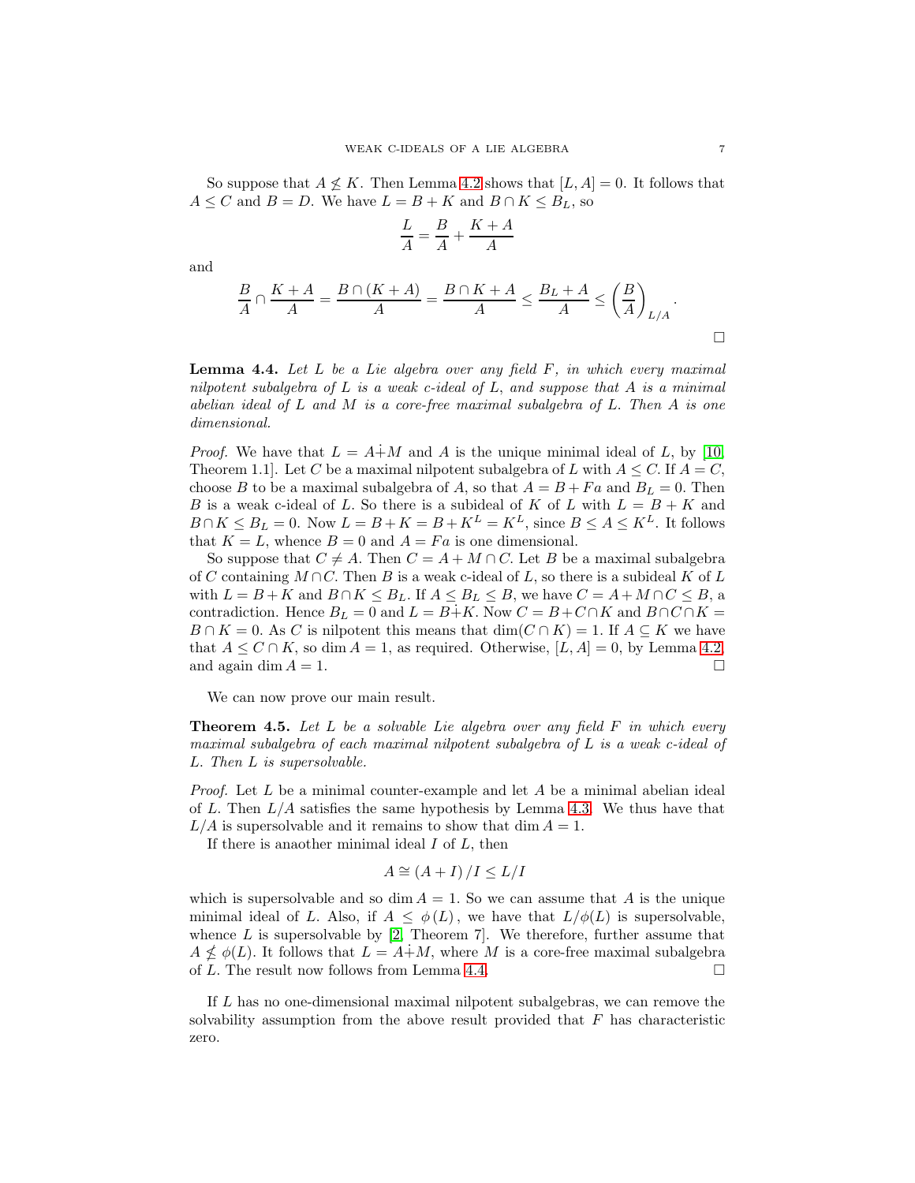So suppose that $A \not\leq K$. Then Lemma 4.2 shows that $[L, A] = 0$. It follows that $A \leq C$ and $B = D$. We have $L = B + K$ and $B \cap K \leq B_L$, so

$$\frac{L}{A} = \frac{B}{A} + \frac{K + A}{A}$$

and

$$\frac{B}{A} \cap \frac{K + A}{A} = \frac{B \cap (K + A)}{A} = \frac{B \cap K + A}{A} \leq \frac{B_L + A}{A} \leq \left(\frac{B}{A}\right)_{L/A}.$$

□

**Lemma 4.4.** *Let $L$ be a Lie algebra over any field $F$, in which every maximal nilpotent subalgebra of $L$ is a weak c-ideal of $L$, and suppose that $A$ is a minimal abelian ideal of $L$ and $M$ is a core-free maximal subalgebra of $L$. Then $A$ is one dimensional.*

*Proof.* We have that $L = A \dot{+} M$ and $A$ is the unique minimal ideal of $L$, by [10, Theorem 1.1]. Let $C$ be a maximal nilpotent subalgebra of $L$ with $A \leq C$. If $A = C$, choose $B$ to be a maximal subalgebra of $A$, so that $A = B + Fa$ and $B_L = 0$. Then $B$ is a weak c-ideal of $L$. So there is a subideal of $K$ of $L$ with $L = B + K$ and $B \cap K \leq B_L = 0$. Now $L = B + K = B + K^L = K^L$, since $B \leq A \leq K^L$. It follows that $K = L$, whence $B = 0$ and $A = Fa$ is one dimensional.

So suppose that $C \neq A$. Then $C = A + M \cap C$. Let $B$ be a maximal subalgebra of $C$ containing $M \cap C$. Then $B$ is a weak c-ideal of $L$, so there is a subideal $K$ of $L$ with $L = B + K$ and $B \cap K \leq B_L$. If $A \leq B_L \leq B$, we have $C = A + M \cap C \leq B$, a contradiction. Hence $B_L = 0$ and $L = B \dot{+} K$. Now $C = B + C \cap K$ and $B \cap C \cap K = B \cap K = 0$. As $C$ is nilpotent this means that $\dim(C \cap K) = 1$. If $A \subseteq K$ we have that $A \leq C \cap K$, so $\dim A = 1$, as required. Otherwise, $[L, A] = 0$, by Lemma 4.2, and again $\dim A = 1$. □

We can now prove our main result.

**Theorem 4.5.** *Let $L$ be a solvable Lie algebra over any field $F$ in which every maximal subalgebra of each maximal nilpotent subalgebra of $L$ is a weak c-ideal of $L$. Then $L$ is supersolvable.*

*Proof.* Let $L$ be a minimal counter-example and let $A$ be a minimal abelian ideal of $L$. Then $L/A$ satisfies the same hypothesis by Lemma 4.3. We thus have that $L/A$ is supersolvable and it remains to show that $\dim A = 1$.

If there is anaother minimal ideal $I$ of $L$, then

$$A \cong (A + I)/I \leq L/I$$

which is supersolvable and so $\dim A = 1$. So we can assume that $A$ is the unique minimal ideal of $L$. Also, if $A \leq \phi(L)$, we have that $L/\phi(L)$ is supersolvable, whence $L$ is supersolvable by [2, Theorem 7]. We therefore, further assume that $A \not\leq \phi(L)$. It follows that $L = A \dot{+} M$, where $M$ is a core-free maximal subalgebra of $L$. The result now follows from Lemma 4.4. □

If $L$ has no one-dimensional maximal nilpotent subalgebras, we can remove the solvability assumption from the above result provided that $F$ has characteristic zero.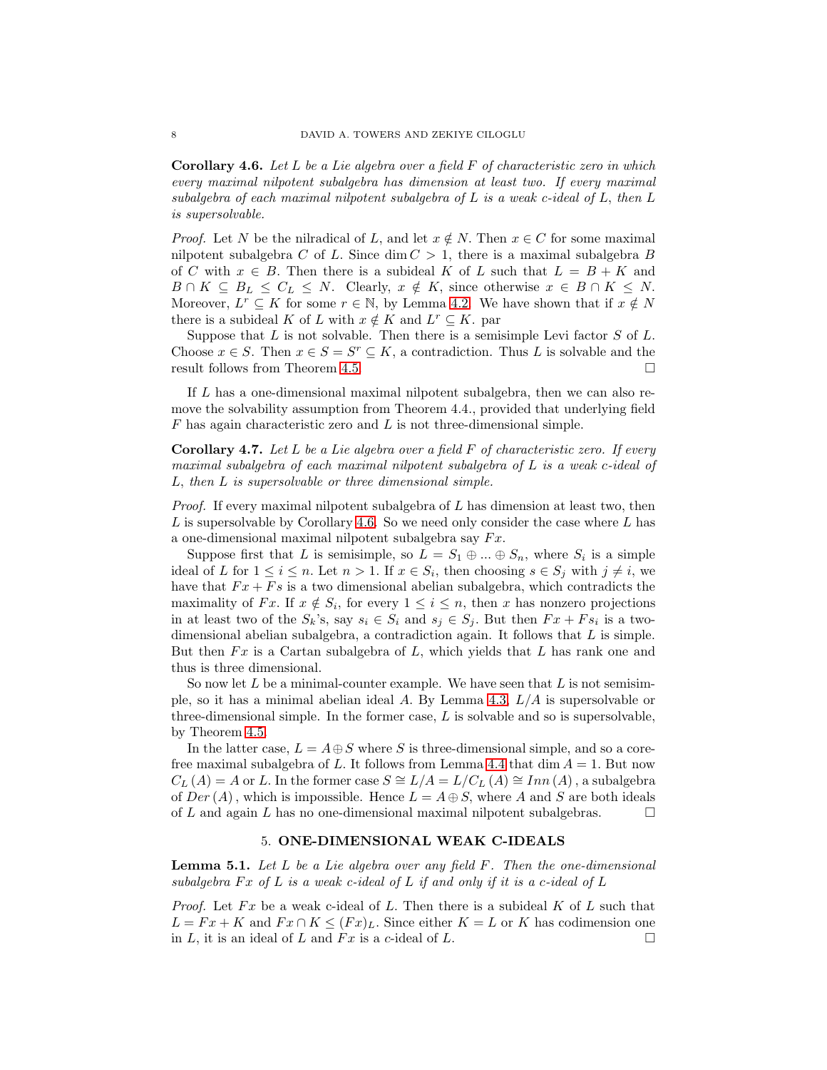**Corollary 4.6.** *Let $L$ be a Lie algebra over a field $F$ of characteristic zero in which every maximal nilpotent subalgebra has dimension at least two. If every maximal subalgebra of each maximal nilpotent subalgebra of $L$ is a weak c-ideal of $L$, then $L$ is supersolvable.*

*Proof.* Let $N$ be the nilradical of $L$, and let $x \notin N$. Then $x \in C$ for some maximal nilpotent subalgebra $C$ of $L$. Since $\dim C > 1$, there is a maximal subalgebra $B$ of $C$ with $x \in B$. Then there is a subideal $K$ of $L$ such that $L = B + K$ and $B \cap K \subseteq B_L \leq C_L \leq N$. Clearly, $x \notin K$, since otherwise $x \in B \cap K \leq N$. Moreover, $L^r \subseteq K$ for some $r \in \mathbb{N}$, by Lemma 4.2. We have shown that if $x \notin N$ there is a subideal $K$ of $L$ with $x \notin K$ and $L^r \subseteq K$. par

Suppose that $L$ is not solvable. Then there is a semisimple Levi factor $S$ of $L$. Choose $x \in S$. Then $x \in S = S^r \subseteq K$, a contradiction. Thus $L$ is solvable and the result follows from Theorem 4.5. □

If $L$ has a one-dimensional maximal nilpotent subalgebra, then we can also remove the solvability assumption from Theorem 4.4., provided that underlying field $F$ has again characteristic zero and $L$ is not three-dimensional simple.

**Corollary 4.7.** *Let $L$ be a Lie algebra over a field $F$ of characteristic zero. If every maximal subalgebra of each maximal nilpotent subalgebra of $L$ is a weak c-ideal of $L$, then $L$ is supersolvable or three dimensional simple.*

*Proof.* If every maximal nilpotent subalgebra of $L$ has dimension at least two, then $L$ is supersolvable by Corollary 4.6. So we need only consider the case where $L$ has a one-dimensional maximal nilpotent subalgebra say $Fx$.

Suppose first that $L$ is semisimple, so $L = S_1 \oplus ... \oplus S_n$, where $S_i$ is a simple ideal of $L$ for $1 \leq i \leq n$. Let $n > 1$. If $x \in S_i$, then choosing $s \in S_j$ with $j \neq i$, we have that $Fx + Fs$ is a two dimensional abelian subalgebra, which contradicts the maximality of $Fx$. If $x \notin S_i$, for every $1 \leq i \leq n$, then $x$ has nonzero projections in at least two of the $S_k$'s, say $s_i \in S_i$ and $s_j \in S_j$. But then $Fx + Fs_i$ is a two-dimensional abelian subalgebra, a contradiction again. It follows that $L$ is simple. But then $Fx$ is a Cartan subalgebra of $L$, which yields that $L$ has rank one and thus is three dimensional.

So now let $L$ be a minimal-counter example. We have seen that $L$ is not semisimple, so it has a minimal abelian ideal $A$. By Lemma 4.3, $L/A$ is supersolvable or three-dimensional simple. In the former case, $L$ is solvable and so is supersolvable, by Theorem 4.5.

In the latter case, $L = A \oplus S$ where $S$ is three-dimensional simple, and so a core-free maximal subalgebra of $L$. It follows from Lemma 4.4 that $\dim A = 1$. But now $C_L(A) = A$ or $L$. In the former case $S \cong L/A = L/C_L(A) \cong Inn(A)$, a subalgebra of $Der(A)$, which is impoıssible. Hence $L = A \oplus S$, where $A$ and $S$ are both ideals of $L$ and again $L$ has no one-dimensional maximal nilpotent subalgebras. □

## 5. ONE-DIMENSIONAL WEAK C-IDEALS

**Lemma 5.1.** *Let $L$ be a Lie algebra over any field $F$. Then the one-dimensional subalgebra $Fx$ of $L$ is a weak c-ideal of $L$ if and only if it is a c-ideal of $L$*

*Proof.* Let $Fx$ be a weak c-ideal of $L$. Then there is a subideal $K$ of $L$ such that $L = Fx + K$ and $Fx \cap K \leq (Fx)_L$. Since either $K = L$ or $K$ has codimension one in $L$, it is an ideal of $L$ and $Fx$ is a $c$-ideal of $L$. □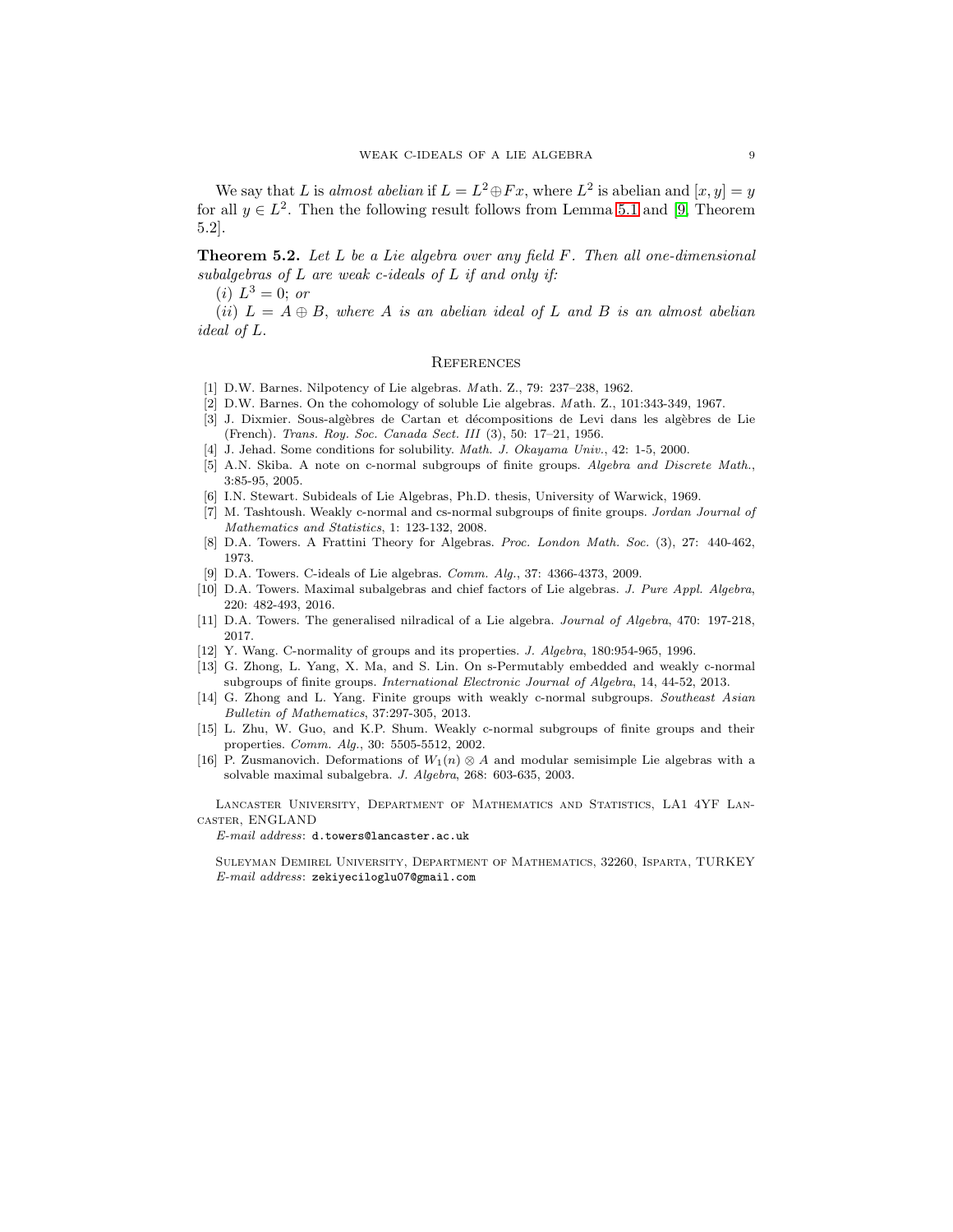We say that $L$ is *almost abelian* if $L = L^2 \oplus Fx$, where $L^2$ is abelian and $[x, y] = y$ for all $y \in L^2$. Then the following result follows from Lemma 5.1 and [9, Theorem 5.2].

**Theorem 5.2.** *Let $L$ be a Lie algebra over any field $F$. Then all one-dimensional subalgebras of $L$ are weak c-ideals of $L$ if and only if:*

*(i) $L^3 = 0$; or*

*(ii) $L = A \oplus B$, where $A$ is an abelian ideal of $L$ and $B$ is an almost abelian ideal of $L$.*

## References

[1] D.W. Barnes. Nilpotency of Lie algebras. *Math. Z.*, 79: 237–238, 1962.

[2] D.W. Barnes. On the cohomology of soluble Lie algebras. *Math. Z.*, 101:343-349, 1967.

[3] J. Dixmier. Sous-algèbres de Cartan et décompositions de Levi dans les algèbres de Lie (French). *Trans. Roy. Soc. Canada Sect. III* (3), 50: 17–21, 1956.

[4] J. Jehad. Some conditions for solubility. *Math. J. Okayama Univ.*, 42: 1-5, 2000.

[5] A.N. Skiba. A note on c-normal subgroups of finite groups. *Algebra and Discrete Math.*, 3:85-95, 2005.

[6] I.N. Stewart. Subideals of Lie Algebras, Ph.D. thesis, University of Warwick, 1969.

[7] M. Tashtoush. Weakly c-normal and cs-normal subgroups of finite groups. *Jordan Journal of Mathematics and Statistics*, 1: 123-132, 2008.

[8] D.A. Towers. A Frattini Theory for Algebras. *Proc. London Math. Soc.* (3), 27: 440-462, 1973.

[9] D.A. Towers. C-ideals of Lie algebras. *Comm. Alg.*, 37: 4366-4373, 2009.

[10] D.A. Towers. Maximal subalgebras and chief factors of Lie algebras. *J. Pure Appl. Algebra*, 220: 482-493, 2016.

[11] D.A. Towers. The generalised nilradical of a Lie algebra. *Journal of Algebra*, 470: 197-218, 2017.

[12] Y. Wang. C-normality of groups and its properties. *J. Algebra*, 180:954-965, 1996.

[13] G. Zhong, L. Yang, X. Ma, and S. Lin. On s-Permutably embedded and weakly c-normal subgroups of finite groups. *International Electronic Journal of Algebra*, 14, 44-52, 2013.

[14] G. Zhong and L. Yang. Finite groups with weakly c-normal subgroups. *Southeast Asian Bulletin of Mathematics*, 37:297-305, 2013.

[15] L. Zhu, W. Guo, and K.P. Shum. Weakly c-normal subgroups of finite groups and their properties. *Comm. Alg.*, 30: 5505-5512, 2002.

[16] P. Zusmanovich. Deformations of $W_1(n) \otimes A$ and modular semisimple Lie algebras with a solvable maximal subalgebra. *J. Algebra*, 268: 603-635, 2003.

Lancaster University, Department of Mathematics and Statistics, LA1 4YF Lancaster, ENGLAND

*E-mail address*: d.towers@lancaster.ac.uk

Suleyman Demirel University, Department of Mathematics, 32260, Isparta, TURKEY

*E-mail address*: zekiyecilogluu07@gmail.com